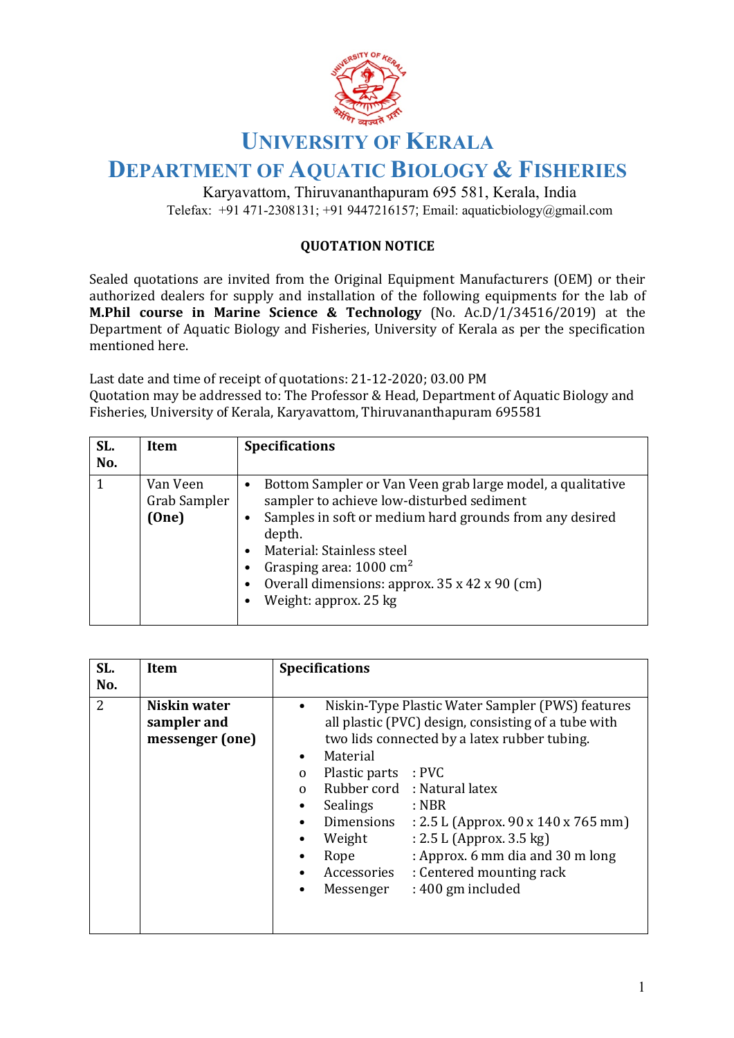# UNIVERSITY OF KERALA

# DEPARTMENT OF AQUATIC BIOLOGY & FISHERIES

Karyavattom, Thiruvananthapuram 695 581, Kerala, India

Telefax: +91 471-2308131; +91 9447216157; Email: aquaticbiology@gmail.com

## QUOTATION NOTICE

Sealed quotations are invited from the Original Equipment Manufacturers (OEM) or their authorized dealers for supply and installation of the following equipments for the lab of **M.Phil course in Marine Science & Technology** (No. Ac.D/1/34516/2019) at the Department of Aquatic Biology and Fisheries, University of Kerala as per the specification mentioned here.

Last date and time of receipt of quotations: 21-12-2020; 03.00 PM
Quotation may be addressed to: The Professor & Head, Department of Aquatic Biology and Fisheries, University of Kerala, Karyavattom, Thiruvananthapuram 695581

| SL. No. | Item | Specifications |
|---|---|---|
| 1 | Van Veen Grab Sampler **(One)** | • Bottom Sampler or Van Veen grab large model, a qualitative sampler to achieve low-disturbed sediment<br>• Samples in soft or medium hard grounds from any desired depth.<br>• Material: Stainless steel<br>• Grasping area: 1000 $cm^2$<br>• Overall dimensions: approx. 35 x 42 x 90 (cm)<br>• Weight: approx. 25 kg |

| SL. No. | Item | Specifications |
|---|---|---|
| 2 | **Niskin water sampler and messenger (one)** | • Niskin-Type Plastic Water Sampler (PWS) features all plastic (PVC) design, consisting of a tube with two lids connected by a latex rubber tubing.<br>• Material<br>o Plastic parts : PVC<br>o Rubber cord : Natural latex<br>• Sealings : NBR<br>• Dimensions : 2.5 L (Approx. 90 x 140 x 765 mm)<br>• Weight : 2.5 L (Approx. 3.5 kg)<br>• Rope : Approx. 6 mm dia and 30 m long<br>• Accessories : Centered mounting rack<br>• Messenger : 400 gm included |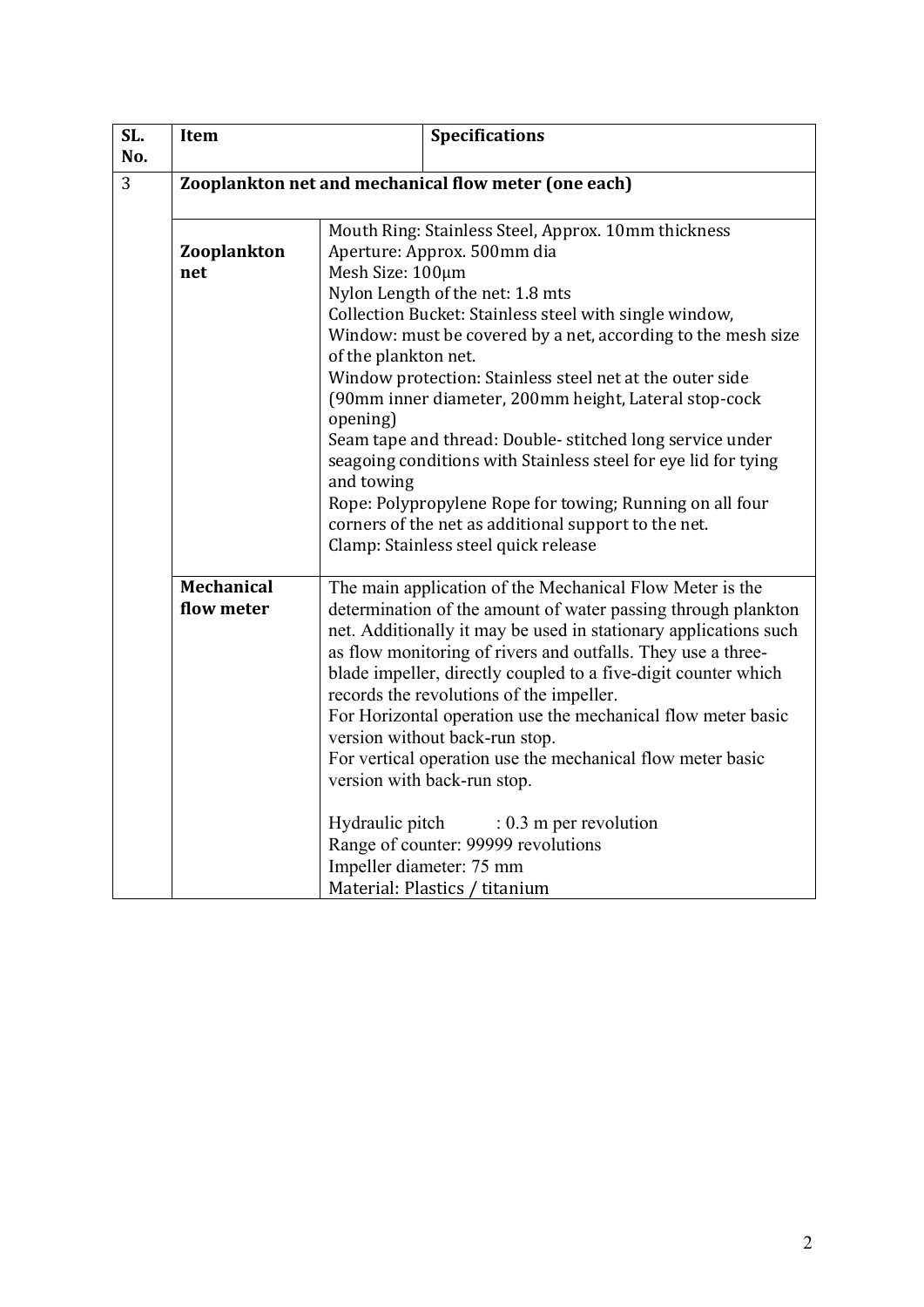| SL. No. | Item | Specifications |
| --- | --- | --- |
| 3 | **Zooplankton net and mechanical flow meter (one each)** | |
| | **Zooplankton net** | Mouth Ring: Stainless Steel, Approx. 10mm thickness<br>Aperture: Approx. 500mm dia<br>Mesh Size: 100µm<br>Nylon Length of the net: 1.8 mts<br>Collection Bucket: Stainless steel with single window,<br>Window: must be covered by a net, according to the mesh size of the plankton net.<br>Window protection: Stainless steel net at the outer side (90mm inner diameter, 200mm height, Lateral stop-cock opening)<br>Seam tape and thread: Double- stitched long service under seagoing conditions with Stainless steel for eye lid for tying and towing<br>Rope: Polypropylene Rope for towing; Running on all four corners of the net as additional support to the net.<br>Clamp: Stainless steel quick release |
| | **Mechanical flow meter** | The main application of the Mechanical Flow Meter is the determination of the amount of water passing through plankton net. Additionally it may be used in stationary applications such as flow monitoring of rivers and outfalls. They use a three-blade impeller, directly coupled to a five-digit counter which records the revolutions of the impeller.<br>For Horizontal operation use the mechanical flow meter basic version without back-run stop.<br>For vertical operation use the mechanical flow meter basic version with back-run stop.<br><br>Hydraulic pitch : 0.3 m per revolution<br>Range of counter: 99999 revolutions<br>Impeller diameter: 75 mm<br>Material: Plastics / titanium |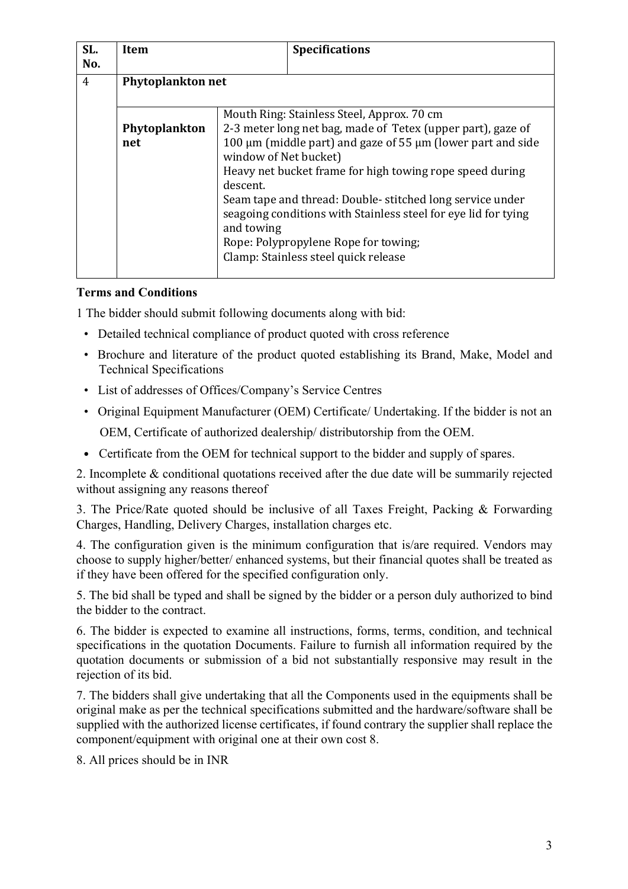| SL. No. | Item | Specifications |
|---|---|---|
| 4 | **Phytoplankton net** | |
| | **Phytoplankton net** | Mouth Ring: Stainless Steel, Approx. 70 cm<br>2-3 meter long net bag, made of Tetex (upper part), gaze of 100 µm (middle part) and gaze of 55 µm (lower part and side window of Net bucket)<br>Heavy net bucket frame for high towing rope speed during descent.<br>Seam tape and thread: Double- stitched long service under seagoing conditions with Stainless steel for eye lid for tying and towing<br>Rope: Polypropylene Rope for towing;<br>Clamp: Stainless steel quick release |

**Terms and Conditions**

1 The bidder should submit following documents along with bid:

- Detailed technical compliance of product quoted with cross reference
- Brochure and literature of the product quoted establishing its Brand, Make, Model and Technical Specifications
- List of addresses of Offices/Company's Service Centres
- Original Equipment Manufacturer (OEM) Certificate/ Undertaking. If the bidder is not an OEM, Certificate of authorized dealership/ distributorship from the OEM.
- Certificate from the OEM for technical support to the bidder and supply of spares.

2. Incomplete & conditional quotations received after the due date will be summarily rejected without assigning any reasons thereof

3. The Price/Rate quoted should be inclusive of all Taxes Freight, Packing & Forwarding Charges, Handling, Delivery Charges, installation charges etc.

4. The configuration given is the minimum configuration that is/are required. Vendors may choose to supply higher/better/ enhanced systems, but their financial quotes shall be treated as if they have been offered for the specified configuration only.

5. The bid shall be typed and shall be signed by the bidder or a person duly authorized to bind the bidder to the contract.

6. The bidder is expected to examine all instructions, forms, terms, condition, and technical specifications in the quotation Documents. Failure to furnish all information required by the quotation documents or submission of a bid not substantially responsive may result in the rejection of its bid.

7. The bidders shall give undertaking that all the Components used in the equipments shall be original make as per the technical specifications submitted and the hardware/software shall be supplied with the authorized license certificates, if found contrary the supplier shall replace the component/equipment with original one at their own cost 8.

8. All prices should be in INR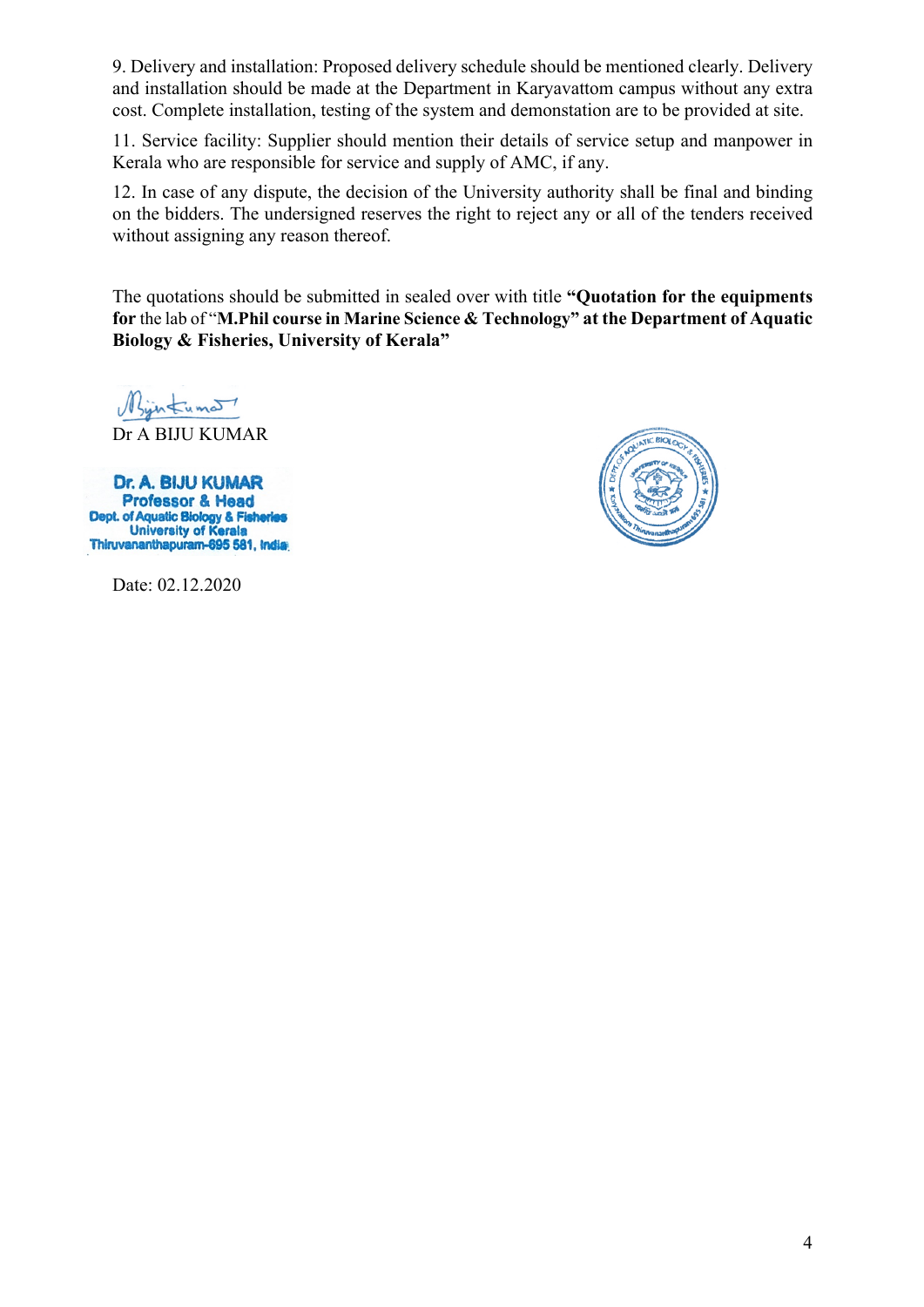9. Delivery and installation: Proposed delivery schedule should be mentioned clearly. Delivery and installation should be made at the Department in Karyavattom campus without any extra cost. Complete installation, testing of the system and demonstation are to be provided at site.

11. Service facility: Supplier should mention their details of service setup and manpower in Kerala who are responsible for service and supply of AMC, if any.

12. In case of any dispute, the decision of the University authority shall be final and binding on the bidders. The undersigned reserves the right to reject any or all of the tenders received without assigning any reason thereof.

The quotations should be submitted in sealed over with title **"Quotation for the equipments for** the lab of "**M.Phil course in Marine Science & Technology" at the Department of Aquatic Biology & Fisheries, University of Kerala"**

Dr A BIJU KUMAR

**Dr. A. BIJU KUMAR**
**Professor & Head**
**Dept. of Aquatic Biology & Fisheries**
**University of Kerala**
**Thiruvananthapuram-695 581, India**

Date: 02.12.2020